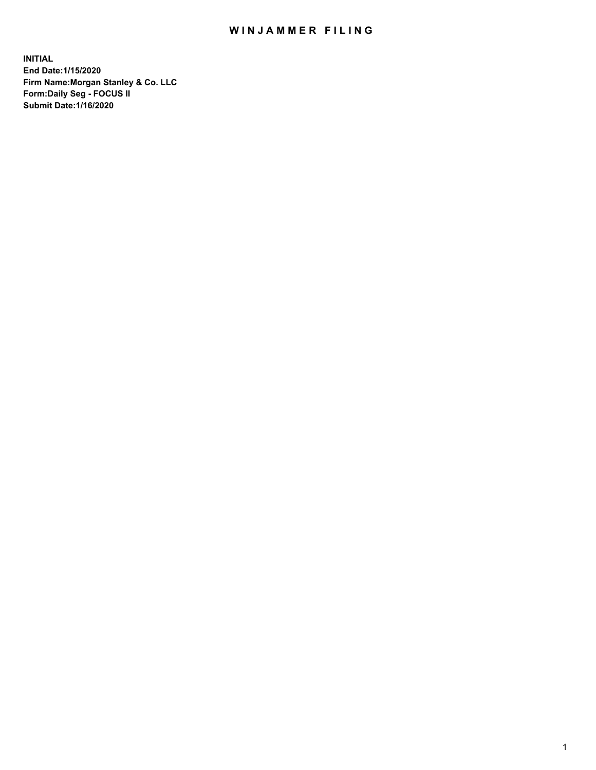# WINJAMMER FILING

**INITIAL**
**End Date:1/15/2020**
**Firm Name:Morgan Stanley & Co. LLC**
**Form:Daily Seg - FOCUS II**
**Submit Date:1/16/2020**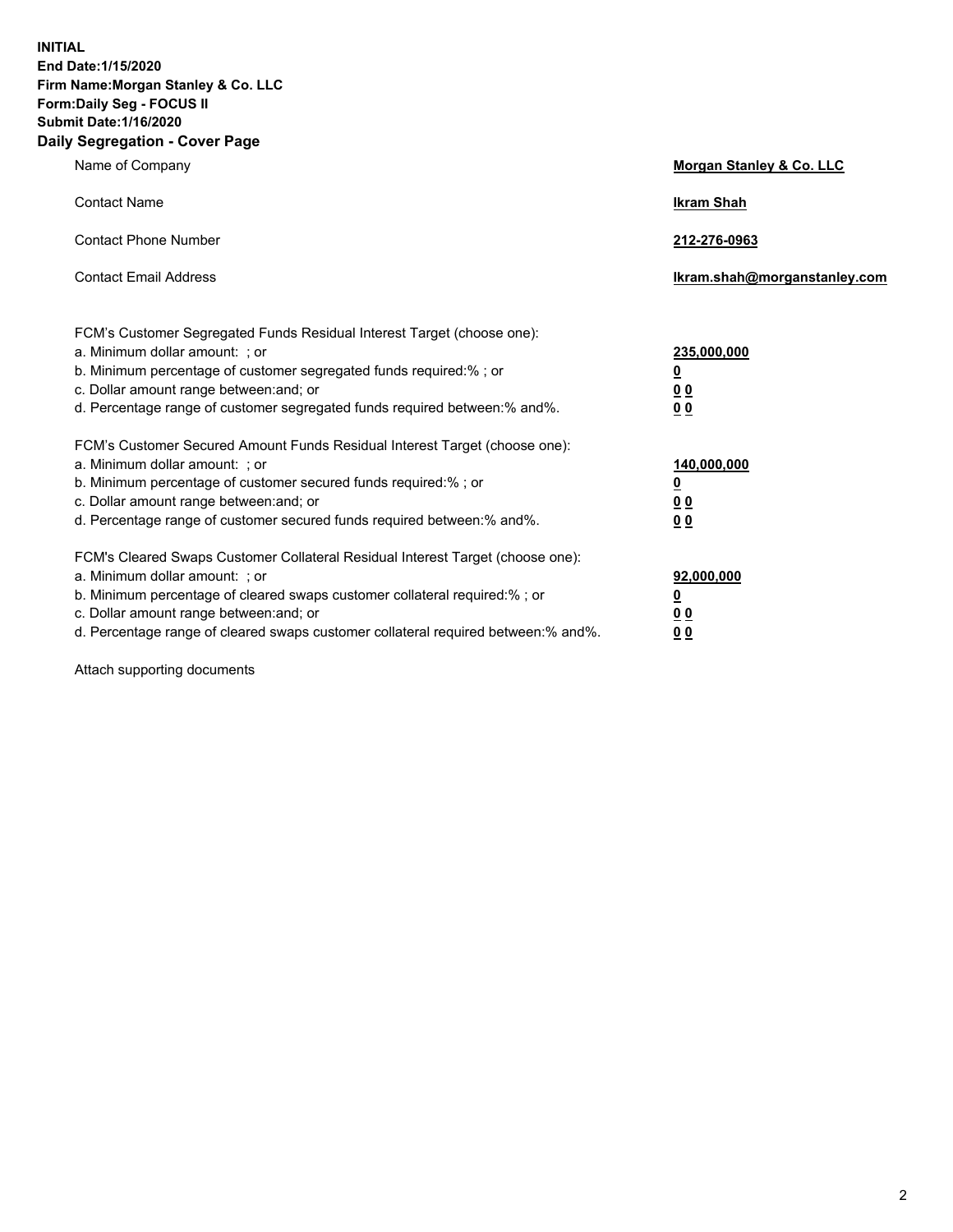**INITIAL**
**End Date:1/15/2020**
**Firm Name:Morgan Stanley & Co. LLC**
**Form:Daily Seg - FOCUS II**
**Submit Date:1/16/2020**
**Daily Segregation - Cover Page**

| | |
|---|---|
| Name of Company | **Morgan Stanley & Co. LLC** |
| Contact Name | **Ikram Shah** |
| Contact Phone Number | **212-276-0963** |
| Contact Email Address | **Ikram.shah@morganstanley.com** |

FCM's Customer Segregated Funds Residual Interest Target (choose one):

| | |
|---|---|
| a. Minimum dollar amount: ; or | **235,000,000** |
| b. Minimum percentage of customer segregated funds required:% ; or | **0** |
| c. Dollar amount range between:and; or | **0 0** |
| d. Percentage range of customer segregated funds required between:% and%. | **0 0** |

FCM's Customer Secured Amount Funds Residual Interest Target (choose one):

| | |
|---|---|
| a. Minimum dollar amount: ; or | **140,000,000** |
| b. Minimum percentage of customer secured funds required:% ; or | **0** |
| c. Dollar amount range between:and; or | **0 0** |
| d. Percentage range of customer secured funds required between:% and%. | **0 0** |

FCM's Cleared Swaps Customer Collateral Residual Interest Target (choose one):

| | |
|---|---|
| a. Minimum dollar amount: ; or | **92,000,000** |
| b. Minimum percentage of cleared swaps customer collateral required:% ; or | **0** |
| c. Dollar amount range between:and; or | **0 0** |
| d. Percentage range of cleared swaps customer collateral required between:% and%. | **0 0** |

Attach supporting documents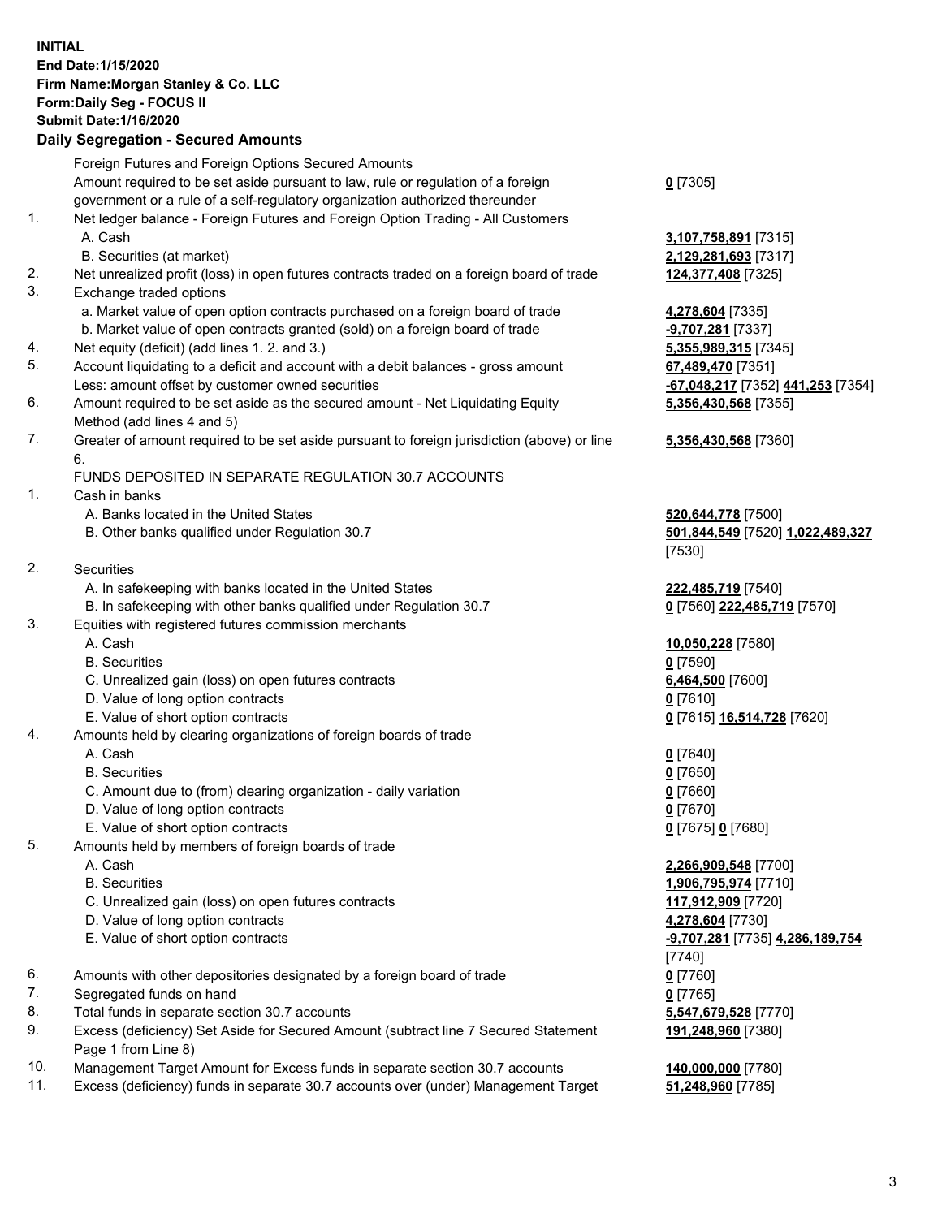**INITIAL**
**End Date:1/15/2020**
**Firm Name:Morgan Stanley & Co. LLC**
**Form:Daily Seg - FOCUS II**
**Submit Date:1/16/2020**

## Daily Segregation - Secured Amounts

| | | |
|---|---|---|
| | Foreign Futures and Foreign Options Secured Amounts | |
| | Amount required to be set aside pursuant to law, rule or regulation of a foreign government or a rule of a self-regulatory organization authorized thereunder | **0** [7305] |
| 1. | Net ledger balance - Foreign Futures and Foreign Option Trading - All Customers | |
| | A. Cash | **3,107,758,891** [7315] |
| | B. Securities (at market) | **2,129,281,693** [7317] |
| 2. | Net unrealized profit (loss) in open futures contracts traded on a foreign board of trade | **124,377,408** [7325] |
| 3. | Exchange traded options | |
| | a. Market value of open option contracts purchased on a foreign board of trade | **4,278,604** [7335] |
| | b. Market value of open contracts granted (sold) on a foreign board of trade | **-9,707,281** [7337] |
| 4. | Net equity (deficit) (add lines 1. 2. and 3.) | **5,355,989,315** [7345] |
| 5. | Account liquidating to a deficit and account with a debit balances - gross amount | **67,489,470** [7351] |
| | Less: amount offset by customer owned securities | **-67,048,217** [7352] **441,253** [7354] |
| 6. | Amount required to be set aside as the secured amount - Net Liquidating Equity Method (add lines 4 and 5) | **5,356,430,568** [7355] |
| 7. | Greater of amount required to be set aside pursuant to foreign jurisdiction (above) or line 6. | **5,356,430,568** [7360] |
| | FUNDS DEPOSITED IN SEPARATE REGULATION 30.7 ACCOUNTS | |
| 1. | Cash in banks | |
| | A. Banks located in the United States | **520,644,778** [7500] |
| | B. Other banks qualified under Regulation 30.7 | **501,844,549** [7520] **1,022,489,327** [7530] |
| 2. | Securities | |
| | A. In safekeeping with banks located in the United States | **222,485,719** [7540] |
| | B. In safekeeping with other banks qualified under Regulation 30.7 | **0** [7560] **222,485,719** [7570] |
| 3. | Equities with registered futures commission merchants | |
| | A. Cash | **10,050,228** [7580] |
| | B. Securities | **0** [7590] |
| | C. Unrealized gain (loss) on open futures contracts | **6,464,500** [7600] |
| | D. Value of long option contracts | **0** [7610] |
| | E. Value of short option contracts | **0** [7615] **16,514,728** [7620] |
| 4. | Amounts held by clearing organizations of foreign boards of trade | |
| | A. Cash | **0** [7640] |
| | B. Securities | **0** [7650] |
| | C. Amount due to (from) clearing organization - daily variation | **0** [7660] |
| | D. Value of long option contracts | **0** [7670] |
| | E. Value of short option contracts | **0** [7675] **0** [7680] |
| 5. | Amounts held by members of foreign boards of trade | |
| | A. Cash | **2,266,909,548** [7700] |
| | B. Securities | **1,906,795,974** [7710] |
| | C. Unrealized gain (loss) on open futures contracts | **117,912,909** [7720] |
| | D. Value of long option contracts | **4,278,604** [7730] |
| | E. Value of short option contracts | **-9,707,281** [7735] **4,286,189,754** [7740] |
| 6. | Amounts with other depositories designated by a foreign board of trade | **0** [7760] |
| 7. | Segregated funds on hand | **0** [7765] |
| 8. | Total funds in separate section 30.7 accounts | **5,547,679,528** [7770] |
| 9. | Excess (deficiency) Set Aside for Secured Amount (subtract line 7 Secured Statement Page 1 from Line 8) | **191,248,960** [7380] |
| 10. | Management Target Amount for Excess funds in separate section 30.7 accounts | **140,000,000** [7780] |
| 11. | Excess (deficiency) funds in separate 30.7 accounts over (under) Management Target | **51,248,960** [7785] |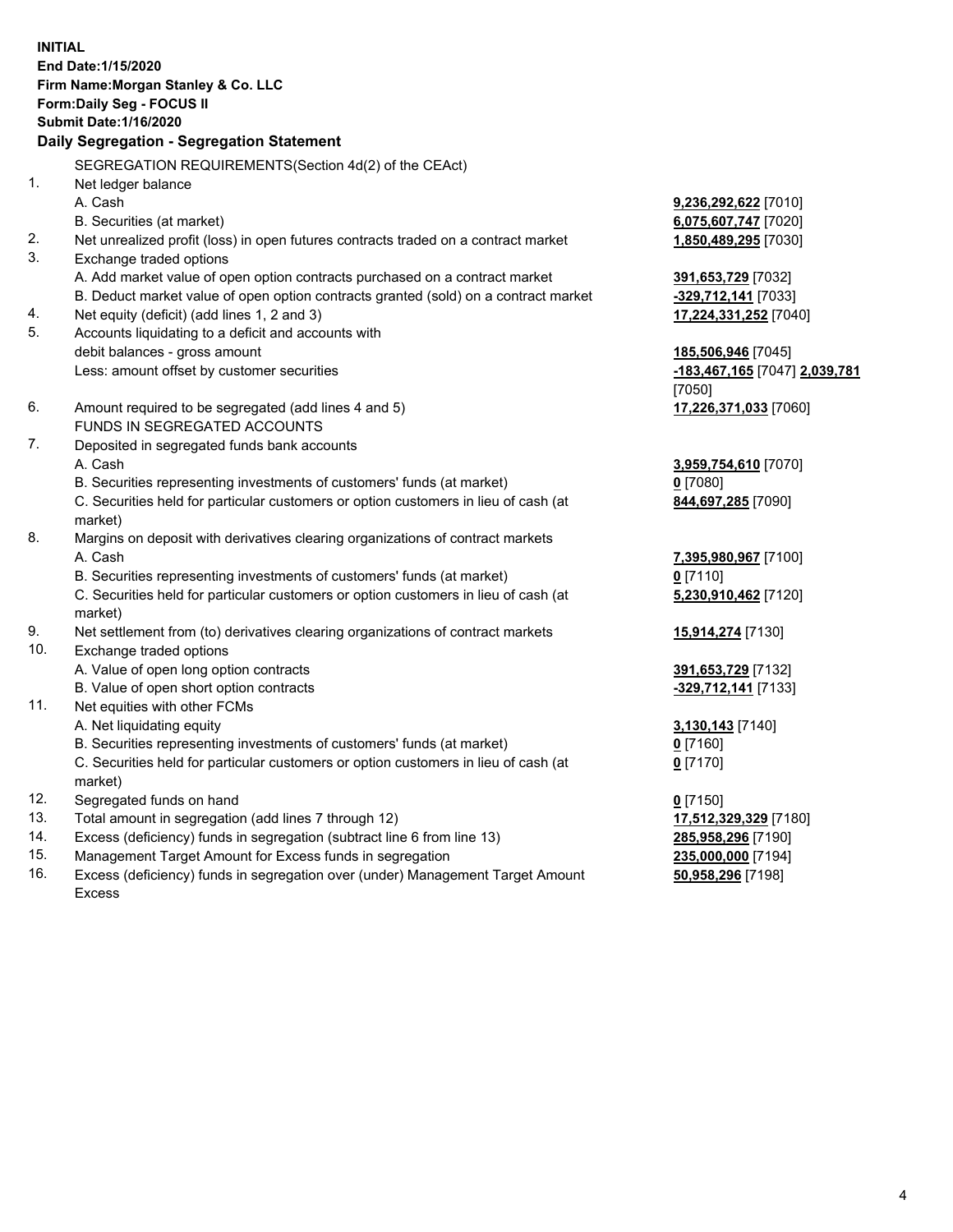**INITIAL**
**End Date:1/15/2020**
**Firm Name:Morgan Stanley & Co. LLC**
**Form:Daily Seg - FOCUS II**
**Submit Date:1/16/2020**

## Daily Segregation - Segregation Statement

SEGREGATION REQUIREMENTS(Section 4d(2) of the CEAct)

| | | |
|---|---|---|
| 1. | Net ledger balance | |
| | A. Cash | **9,236,292,622** [7010] |
| | B. Securities (at market) | **6,075,607,747** [7020] |
| 2. | Net unrealized profit (loss) in open futures contracts traded on a contract market | **1,850,489,295** [7030] |
| 3. | Exchange traded options | |
| | A. Add market value of open option contracts purchased on a contract market | **391,653,729** [7032] |
| | B. Deduct market value of open option contracts granted (sold) on a contract market | **-329,712,141** [7033] |
| 4. | Net equity (deficit) (add lines 1, 2 and 3) | **17,224,331,252** [7040] |
| 5. | Accounts liquidating to a deficit and accounts with debit balances - gross amount | **185,506,946** [7045] |
| | Less: amount offset by customer securities | **-183,467,165** [7047] **2,039,781** [7050] |
| 6. | Amount required to be segregated (add lines 4 and 5) | **17,226,371,033** [7060] |
| | FUNDS IN SEGREGATED ACCOUNTS | |
| 7. | Deposited in segregated funds bank accounts | |
| | A. Cash | **3,959,754,610** [7070] |
| | B. Securities representing investments of customers' funds (at market) | **0** [7080] |
| | C. Securities held for particular customers or option customers in lieu of cash (at market) | **844,697,285** [7090] |
| 8. | Margins on deposit with derivatives clearing organizations of contract markets | |
| | A. Cash | **7,395,980,967** [7100] |
| | B. Securities representing investments of customers' funds (at market) | **0** [7110] |
| | C. Securities held for particular customers or option customers in lieu of cash (at market) | **5,230,910,462** [7120] |
| 9. | Net settlement from (to) derivatives clearing organizations of contract markets | **15,914,274** [7130] |
| 10. | Exchange traded options | |
| | A. Value of open long option contracts | **391,653,729** [7132] |
| | B. Value of open short option contracts | **-329,712,141** [7133] |
| 11. | Net equities with other FCMs | |
| | A. Net liquidating equity | **3,130,143** [7140] |
| | B. Securities representing investments of customers' funds (at market) | **0** [7160] |
| | C. Securities held for particular customers or option customers in lieu of cash (at market) | **0** [7170] |
| 12. | Segregated funds on hand | **0** [7150] |
| 13. | Total amount in segregation (add lines 7 through 12) | **17,512,329,329** [7180] |
| 14. | Excess (deficiency) funds in segregation (subtract line 6 from line 13) | **285,958,296** [7190] |
| 15. | Management Target Amount for Excess funds in segregation | **235,000,000** [7194] |
| 16. | Excess (deficiency) funds in segregation over (under) Management Target Amount Excess | **50,958,296** [7198] |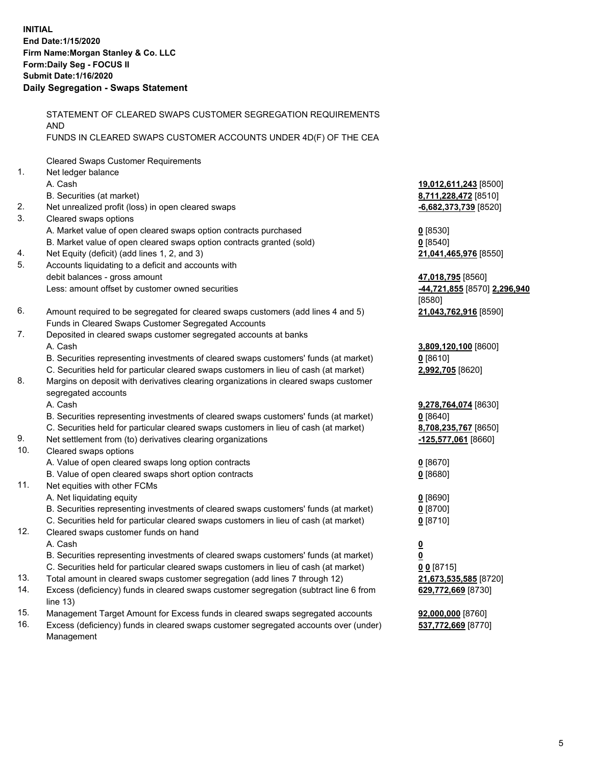**INITIAL**
**End Date:1/15/2020**
**Firm Name:Morgan Stanley & Co. LLC**
**Form:Daily Seg - FOCUS II**
**Submit Date:1/16/2020**
**Daily Segregation - Swaps Statement**

STATEMENT OF CLEARED SWAPS CUSTOMER SEGREGATION REQUIREMENTS AND FUNDS IN CLEARED SWAPS CUSTOMER ACCOUNTS UNDER 4D(F) OF THE CEA

| | | |
|---|---|---|
| | Cleared Swaps Customer Requirements | |
| 1. | Net ledger balance | |
| | A. Cash | **19,012,611,243** [8500] |
| | B. Securities (at market) | **8,711,228,472** [8510] |
| 2. | Net unrealized profit (loss) in open cleared swaps | **-6,682,373,739** [8520] |
| 3. | Cleared swaps options | |
| | A. Market value of open cleared swaps option contracts purchased | **0** [8530] |
| | B. Market value of open cleared swaps option contracts granted (sold) | **0** [8540] |
| 4. | Net Equity (deficit) (add lines 1, 2, and 3) | **21,041,465,976** [8550] |
| 5. | Accounts liquidating to a deficit and accounts with debit balances - gross amount | **47,018,795** [8560] |
| | Less: amount offset by customer owned securities | **-44,721,855** [8570] **2,296,940** [8580] |
| 6. | Amount required to be segregated for cleared swaps customers (add lines 4 and 5) | **21,043,762,916** [8590] |
| | Funds in Cleared Swaps Customer Segregated Accounts | |
| 7. | Deposited in cleared swaps customer segregated accounts at banks | |
| | A. Cash | **3,809,120,100** [8600] |
| | B. Securities representing investments of cleared swaps customers' funds (at market) | **0** [8610] |
| | C. Securities held for particular cleared swaps customers in lieu of cash (at market) | **2,992,705** [8620] |
| 8. | Margins on deposit with derivatives clearing organizations in cleared swaps customer segregated accounts | |
| | A. Cash | **9,278,764,074** [8630] |
| | B. Securities representing investments of cleared swaps customers' funds (at market) | **0** [8640] |
| | C. Securities held for particular cleared swaps customers in lieu of cash (at market) | **8,708,235,767** [8650] |
| 9. | Net settlement from (to) derivatives clearing organizations | **-125,577,061** [8660] |
| 10. | Cleared swaps options | |
| | A. Value of open cleared swaps long option contracts | **0** [8670] |
| | B. Value of open cleared swaps short option contracts | **0** [8680] |
| 11. | Net equities with other FCMs | |
| | A. Net liquidating equity | **0** [8690] |
| | B. Securities representing investments of cleared swaps customers' funds (at market) | **0** [8700] |
| | C. Securities held for particular cleared swaps customers in lieu of cash (at market) | **0** [8710] |
| 12. | Cleared swaps customer funds on hand | |
| | A. Cash | **0** |
| | B. Securities representing investments of cleared swaps customers' funds (at market) | **0** |
| | C. Securities held for particular cleared swaps customers in lieu of cash (at market) | **0** **0** [8715] |
| 13. | Total amount in cleared swaps customer segregation (add lines 7 through 12) | **21,673,535,585** [8720] |
| 14. | Excess (deficiency) funds in cleared swaps customer segregation (subtract line 6 from line 13) | **629,772,669** [8730] |
| 15. | Management Target Amount for Excess funds in cleared swaps segregated accounts | **92,000,000** [8760] |
| 16. | Excess (deficiency) funds in cleared swaps customer segregated accounts over (under) Management | **537,772,669** [8770] |